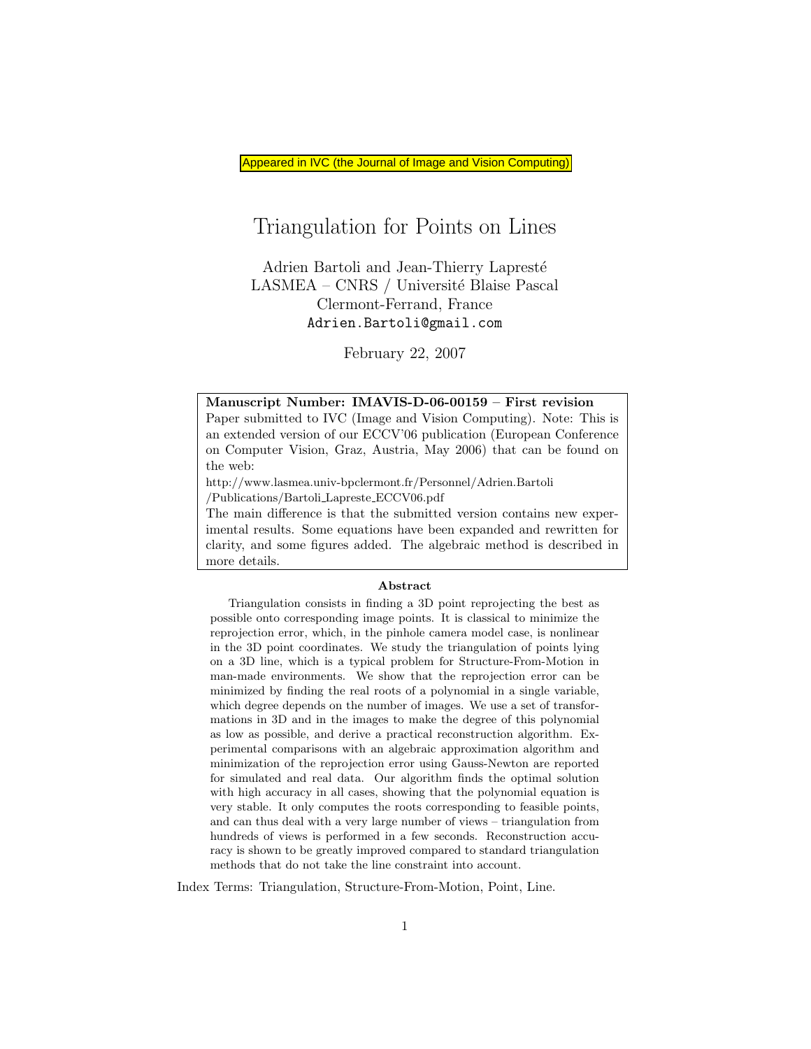Appeared in IVC (the Journal of Image and Vision Computing)

# Triangulation for Points on Lines

Adrien Bartoli and Jean-Thierry Lapresté
LASMEA – CNRS / Université Blaise Pascal
Clermont-Ferrand, France
Adrien.Bartoli@gmail.com

February 22, 2007

**Manuscript Number: IMAVIS-D-06-00159 – First revision**
Paper submitted to IVC (Image and Vision Computing). Note: This is an extended version of our ECCV'06 publication (European Conference on Computer Vision, Graz, Austria, May 2006) that can be found on the web:
http://www.lasmea.univ-bpclermont.fr/Personnel/Adrien.Bartoli/Publications/Bartoli_Lapreste_ECCV06.pdf
The main difference is that the submitted version contains new experimental results. Some equations have been expanded and rewritten for clarity, and some figures added. The algebraic method is described in more details.

**Abstract**

Triangulation consists in finding a 3D point reprojecting the best as possible onto corresponding image points. It is classical to minimize the reprojection error, which, in the pinhole camera model case, is nonlinear in the 3D point coordinates. We study the triangulation of points lying on a 3D line, which is a typical problem for Structure-From-Motion in man-made environments. We show that the reprojection error can be minimized by finding the real roots of a polynomial in a single variable, which degree depends on the number of images. We use a set of transformations in 3D and in the images to make the degree of this polynomial as low as possible, and derive a practical reconstruction algorithm. Experimental comparisons with an algebraic approximation algorithm and minimization of the reprojection error using Gauss-Newton are reported for simulated and real data. Our algorithm finds the optimal solution with high accuracy in all cases, showing that the polynomial equation is very stable. It only computes the roots corresponding to feasible points, and can thus deal with a very large number of views – triangulation from hundreds of views is performed in a few seconds. Reconstruction accuracy is shown to be greatly improved compared to standard triangulation methods that do not take the line constraint into account.

Index Terms: Triangulation, Structure-From-Motion, Point, Line.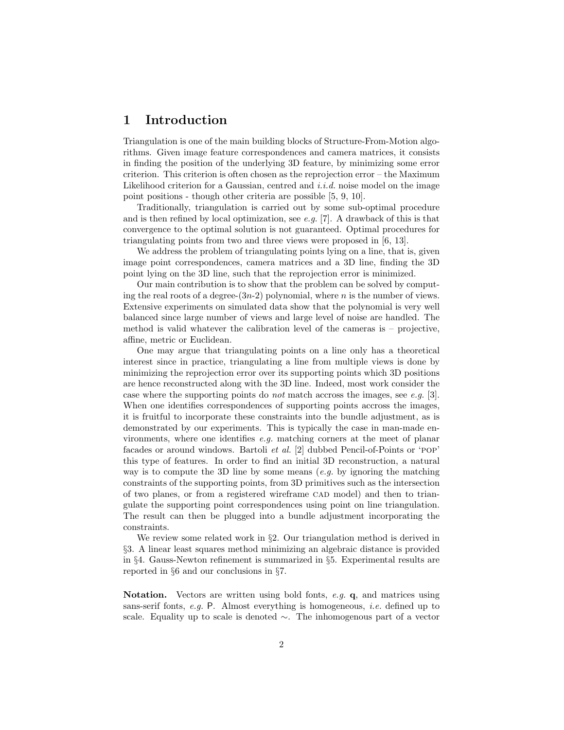# 1 Introduction

Triangulation is one of the main building blocks of Structure-From-Motion algorithms. Given image feature correspondences and camera matrices, it consists in finding the position of the underlying 3D feature, by minimizing some error criterion. This criterion is often chosen as the reprojection error – the Maximum Likelihood criterion for a Gaussian, centred and *i.i.d.* noise model on the image point positions - though other criteria are possible [5, 9, 10].

Traditionally, triangulation is carried out by some sub-optimal procedure and is then refined by local optimization, see *e.g.* [7]. A drawback of this is that convergence to the optimal solution is not guaranteed. Optimal procedures for triangulating points from two and three views were proposed in [6, 13].

We address the problem of triangulating points lying on a line, that is, given image point correspondences, camera matrices and a 3D line, finding the 3D point lying on the 3D line, such that the reprojection error is minimized.

Our main contribution is to show that the problem can be solved by computing the real roots of a degree-($3n$-2) polynomial, where $n$ is the number of views. Extensive experiments on simulated data show that the polynomial is very well balanced since large number of views and large level of noise are handled. The method is valid whatever the calibration level of the cameras is – projective, affine, metric or Euclidean.

One may argue that triangulating points on a line only has a theoretical interest since in practice, triangulating a line from multiple views is done by minimizing the reprojection error over its supporting points which 3D positions are hence reconstructed along with the 3D line. Indeed, most work consider the case where the supporting points do *not* match accross the images, see *e.g.* [3]. When one identifies correspondences of supporting points accross the images, it is fruitful to incorporate these constraints into the bundle adjustment, as is demonstrated by our experiments. This is typically the case in man-made environments, where one identifies *e.g.* matching corners at the meet of planar facades or around windows. Bartoli *et al.* [2] dubbed Pencil-of-Points or 'POP' this type of features. In order to find an initial 3D reconstruction, a natural way is to compute the 3D line by some means (*e.g.* by ignoring the matching constraints of the supporting points, from 3D primitives such as the intersection of two planes, or from a registered wireframe CAD model) and then to triangulate the supporting point correspondences using point on line triangulation. The result can then be plugged into a bundle adjustment incorporating the constraints.

We review some related work in §2. Our triangulation method is derived in §3. A linear least squares method minimizing an algebraic distance is provided in §4. Gauss-Newton refinement is summarized in §5. Experimental results are reported in §6 and our conclusions in §7.

**Notation.** Vectors are written using bold fonts, *e.g.* $\mathbf{q}$, and matrices using sans-serif fonts, *e.g.* $\mathsf{P}$. Almost everything is homogeneous, *i.e.* defined up to scale. Equality up to scale is denoted $\sim$. The inhomogenous part of a vector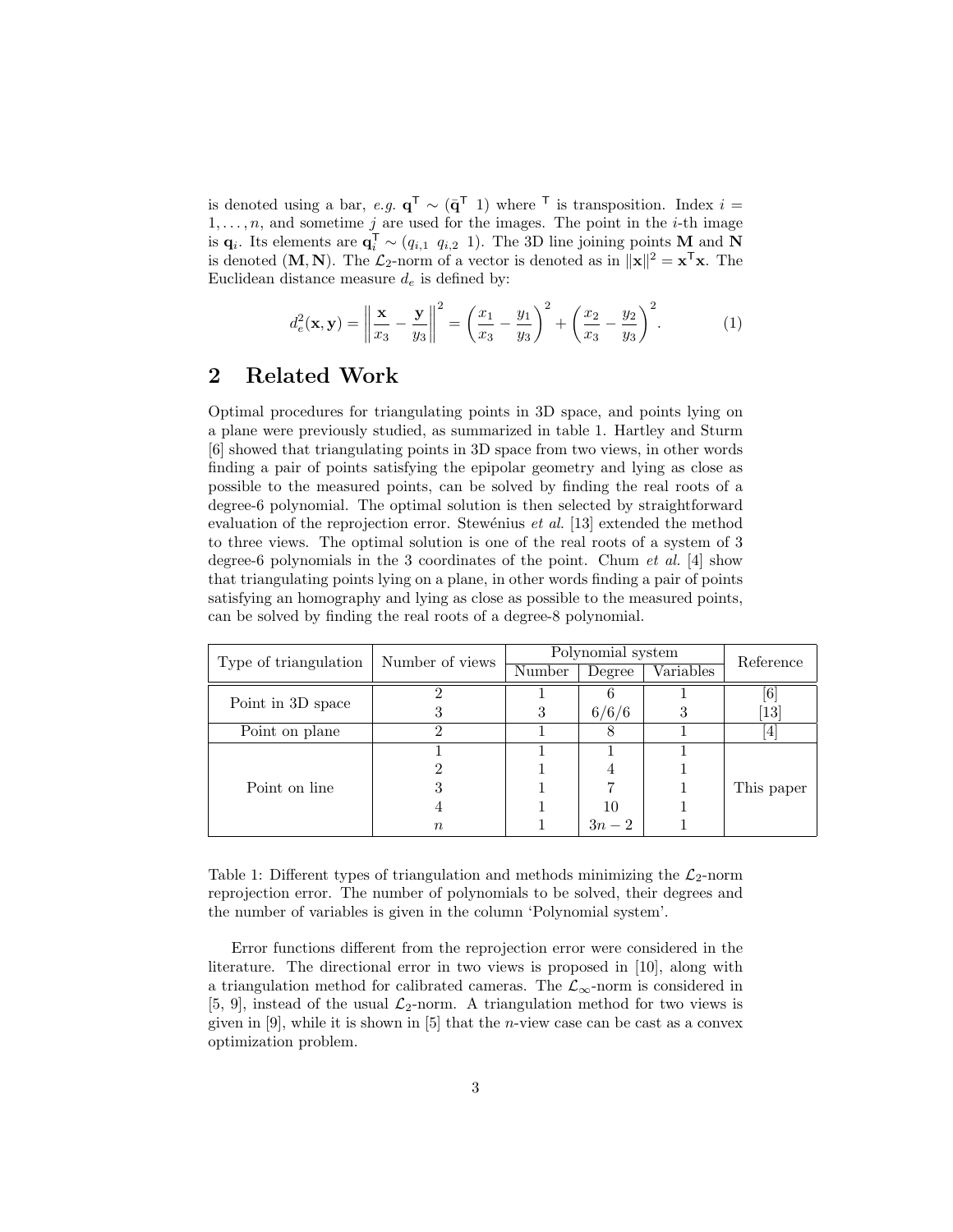is denoted using a bar, *e.g.* $\mathbf{q}^\mathsf{T} \sim (\bar{\mathbf{q}}^\mathsf{T} \; 1)$ where $^\mathsf{T}$ is transposition. Index $i = 1, \ldots, n$, and sometime $j$ are used for the images. The point in the $i$-th image is $\mathbf{q}_i$. Its elements are $\mathbf{q}_i^\mathsf{T} \sim (q_{i,1} \;\; q_{i,2} \;\; 1)$. The 3D line joining points $\mathbf{M}$ and $\mathbf{N}$ is denoted $(\mathbf{M}, \mathbf{N})$. The $\mathcal{L}_2$-norm of a vector is denoted as in $\|\mathbf{x}\|^2 = \mathbf{x}^\mathsf{T}\mathbf{x}$. The Euclidean distance measure $d_e$ is defined by:

$$d_e^2(\mathbf{x}, \mathbf{y}) = \left\| \frac{\mathbf{x}}{x_3} - \frac{\mathbf{y}}{y_3} \right\|^2 = \left( \frac{x_1}{x_3} - \frac{y_1}{y_3} \right)^2 + \left( \frac{x_2}{x_3} - \frac{y_2}{y_3} \right)^2. \tag{1}$$

## 2 Related Work

Optimal procedures for triangulating points in 3D space, and points lying on a plane were previously studied, as summarized in table 1. Hartley and Sturm [6] showed that triangulating points in 3D space from two views, in other words finding a pair of points satisfying the epipolar geometry and lying as close as possible to the measured points, can be solved by finding the real roots of a degree-6 polynomial. The optimal solution is then selected by straightforward evaluation of the reprojection error. Stewénius *et al.* [13] extended the method to three views. The optimal solution is one of the real roots of a system of 3 degree-6 polynomials in the 3 coordinates of the point. Chum *et al.* [4] show that triangulating points lying on a plane, in other words finding a pair of points satisfying an homography and lying as close as possible to the measured points, can be solved by finding the real roots of a degree-8 polynomial.

| Type of triangulation | Number of views | Polynomial system | | | Reference |
|---|---|---|---|---|---|
| | | Number | Degree | Variables | |
| Point in 3D space | 2 | 1 | 6 | 1 | [6] |
| | 3 | 3 | 6/6/6 | 3 | [13] |
| Point on plane | 2 | 1 | 8 | 1 | [4] |
| Point on line | 1 | 1 | 1 | 1 | This paper |
| | 2 | 1 | 4 | 1 | |
| | 3 | 1 | 7 | 1 | |
| | 4 | 1 | 10 | 1 | |
| | $n$ | 1 | $3n-2$ | 1 | |

Table 1: Different types of triangulation and methods minimizing the $\mathcal{L}_2$-norm reprojection error. The number of polynomials to be solved, their degrees and the number of variables is given in the column 'Polynomial system'.

Error functions different from the reprojection error were considered in the literature. The directional error in two views is proposed in [10], along with a triangulation method for calibrated cameras. The $\mathcal{L}_\infty$-norm is considered in [5, 9], instead of the usual $\mathcal{L}_2$-norm. A triangulation method for two views is given in [9], while it is shown in [5] that the $n$-view case can be cast as a convex optimization problem.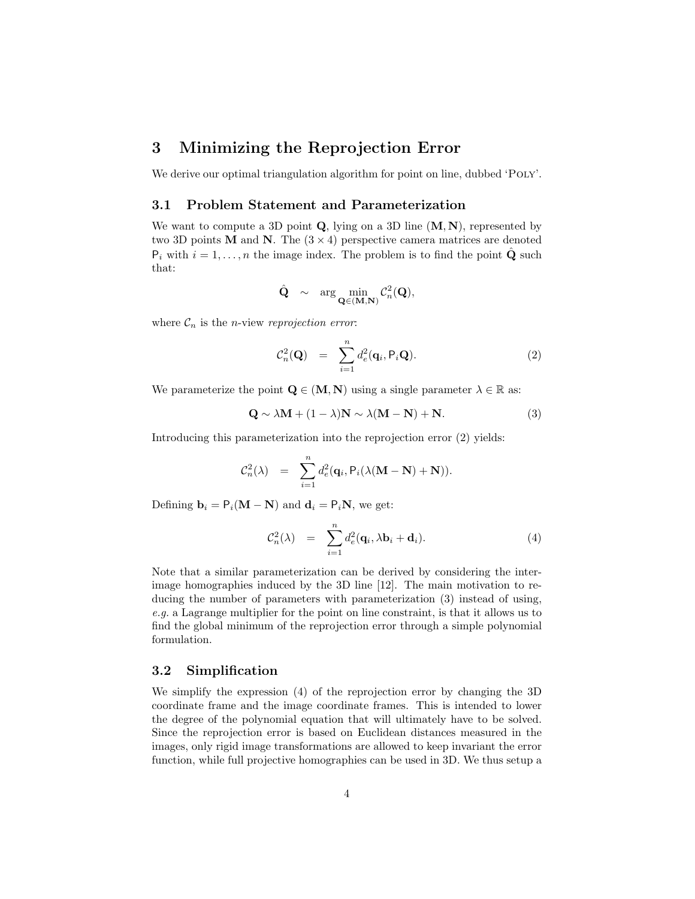## 3 Minimizing the Reprojection Error

We derive our optimal triangulation algorithm for point on line, dubbed 'Poly'.

### 3.1 Problem Statement and Parameterization

We want to compute a 3D point $\mathbf{Q}$, lying on a 3D line $(\mathbf{M}, \mathbf{N})$, represented by two 3D points $\mathbf{M}$ and $\mathbf{N}$. The $(3 \times 4)$ perspective camera matrices are denoted $\mathsf{P}_i$ with $i = 1, \ldots, n$ the image index. The problem is to find the point $\hat{\mathbf{Q}}$ such that:

$$\hat{\mathbf{Q}} \quad \sim \quad \arg \min_{\mathbf{Q} \in (\mathbf{M}, \mathbf{N})} \mathcal{C}_n^2(\mathbf{Q}),$$

where $\mathcal{C}_n$ is the $n$-view *reprojection error*:

$$\mathcal{C}_n^2(\mathbf{Q}) \quad = \quad \sum_{i=1}^{n} d_e^2(\mathbf{q}_i, \mathsf{P}_i \mathbf{Q}). \tag{2}$$

We parameterize the point $\mathbf{Q} \in (\mathbf{M}, \mathbf{N})$ using a single parameter $\lambda \in \mathbb{R}$ as:

$$\mathbf{Q} \sim \lambda \mathbf{M} + (1 - \lambda)\mathbf{N} \sim \lambda(\mathbf{M} - \mathbf{N}) + \mathbf{N}. \tag{3}$$

Introducing this parameterization into the reprojection error (2) yields:

$$\mathcal{C}_n^2(\lambda) \quad = \quad \sum_{i=1}^{n} d_e^2(\mathbf{q}_i, \mathsf{P}_i(\lambda(\mathbf{M} - \mathbf{N}) + \mathbf{N})).$$

Defining $\mathbf{b}_i = \mathsf{P}_i(\mathbf{M} - \mathbf{N})$ and $\mathbf{d}_i = \mathsf{P}_i \mathbf{N}$, we get:

$$\mathcal{C}_n^2(\lambda) \quad = \quad \sum_{i=1}^{n} d_e^2(\mathbf{q}_i, \lambda \mathbf{b}_i + \mathbf{d}_i). \tag{4}$$

Note that a similar parameterization can be derived by considering the inter-image homographies induced by the 3D line [12]. The main motivation to reducing the number of parameters with parameterization (3) instead of using, *e.g.* a Lagrange multiplier for the point on line constraint, is that it allows us to find the global minimum of the reprojection error through a simple polynomial formulation.

### 3.2 Simplification

We simplify the expression (4) of the reprojection error by changing the 3D coordinate frame and the image coordinate frames. This is intended to lower the degree of the polynomial equation that will ultimately have to be solved. Since the reprojection error is based on Euclidean distances measured in the images, only rigid image transformations are allowed to keep invariant the error function, while full projective homographies can be used in 3D. We thus setup a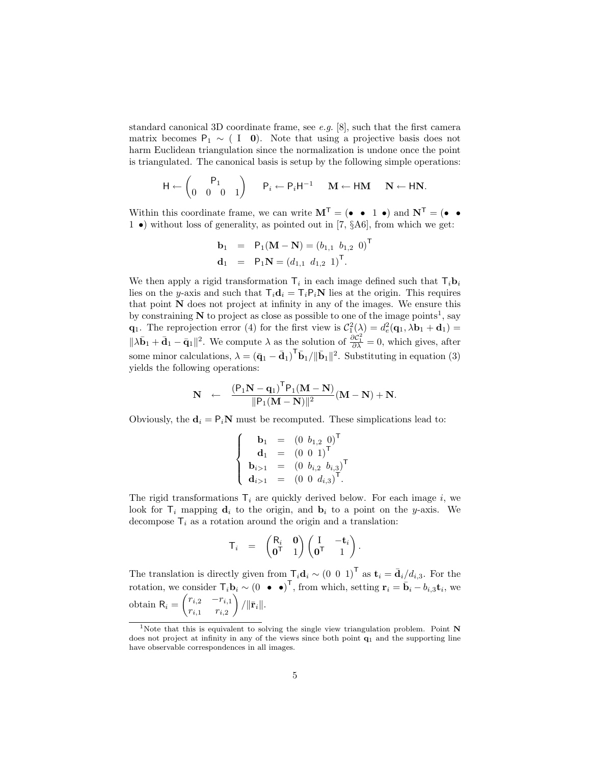standard canonical 3D coordinate frame, see *e.g.* [8], such that the first camera matrix becomes $\mathsf{P}_1 \sim (\;\mathsf{I}\;\;\mathbf{0})$. Note that using a projective basis does not harm Euclidean triangulation since the normalization is undone once the point is triangulated. The canonical basis is setup by the following simple operations:

$$\mathsf{H} \leftarrow \begin{pmatrix} & \mathsf{P}_1 & & \\ 0 & 0 & 0 & 1 \end{pmatrix} \qquad \mathsf{P}_i \leftarrow \mathsf{P}_i \mathsf{H}^{-1} \qquad \mathbf{M} \leftarrow \mathsf{H}\mathbf{M} \qquad \mathbf{N} \leftarrow \mathsf{H}\mathbf{N}.$$

Within this coordinate frame, we can write $\mathbf{M}^\mathsf{T} = (\bullet\;\;\bullet\;\;1\;\;\bullet)$ and $\mathbf{N}^\mathsf{T} = (\bullet\;\;\bullet\;\;1\;\;\bullet)$ without loss of generality, as pointed out in [7, §A6], from which we get:

$$\begin{aligned} \mathbf{b}_1 &= \mathsf{P}_1(\mathbf{M} - \mathbf{N}) = (b_{1,1}\;\; b_{1,2}\;\; 0)^\mathsf{T} \\ \mathbf{d}_1 &= \mathsf{P}_1 \mathbf{N} = (d_{1,1}\;\; d_{1,2}\;\; 1)^\mathsf{T}. \end{aligned}$$

We then apply a rigid transformation $\mathsf{T}_i$ in each image defined such that $\mathsf{T}_i \mathbf{b}_i$ lies on the $y$-axis and such that $\mathsf{T}_i \mathbf{d}_i = \mathsf{T}_i \mathsf{P}_i \mathbf{N}$ lies at the origin. This requires that point $\mathbf{N}$ does not project at infinity in any of the images. We ensure this by constraining $\mathbf{N}$ to project as close as possible to one of the image points[1], say $\mathbf{q}_1$. The reprojection error (4) for the first view is $\mathcal{C}_1^2(\lambda) = d_e^2(\mathbf{q}_1, \lambda \mathbf{b}_1 + \mathbf{d}_1) = \|\lambda \bar{\mathbf{b}}_1 + \bar{\mathbf{d}}_1 - \bar{\mathbf{q}}_1\|^2$. We compute $\lambda$ as the solution of $\frac{\partial \mathcal{C}_1^2}{\partial \lambda} = 0$, which gives, after some minor calculations, $\lambda = (\bar{\mathbf{q}}_1 - \bar{\mathbf{d}}_1)^\mathsf{T} \bar{\mathbf{b}}_1 / \|\bar{\mathbf{b}}_1\|^2$. Substituting in equation (3) yields the following operations:

$$\mathbf{N} \quad \leftarrow \quad \frac{(\mathsf{P}_1 \mathbf{N} - \mathbf{q}_1)^\mathsf{T} \mathsf{P}_1 (\mathbf{M} - \mathbf{N})}{\|\mathsf{P}_1(\mathbf{M} - \mathbf{N})\|^2} (\mathbf{M} - \mathbf{N}) + \mathbf{N}.$$

Obviously, the $\mathbf{d}_i = \mathsf{P}_i \mathbf{N}$ must be recomputed. These simplications lead to:

$$\left\{ \begin{aligned} \mathbf{b}_1 &= (0\;\; b_{1,2}\;\; 0)^\mathsf{T} \\ \mathbf{d}_1 &= (0\;\; 0\;\; 1)^\mathsf{T} \\ \mathbf{b}_{i>1} &= (0\;\; b_{i,2}\;\; b_{i,3})^\mathsf{T} \\ \mathbf{d}_{i>1} &= (0\;\; 0\;\; d_{i,3})^\mathsf{T}. \end{aligned} \right.$$

The rigid transformations $\mathsf{T}_i$ are quickly derived below. For each image $i$, we look for $\mathsf{T}_i$ mapping $\mathbf{d}_i$ to the origin, and $\mathbf{b}_i$ to a point on the $y$-axis. We decompose $\mathsf{T}_i$ as a rotation around the origin and a translation:

$$\mathsf{T}_i \quad = \quad \begin{pmatrix} \mathsf{R}_i & \mathbf{0} \\ \mathbf{0}^\mathsf{T} & 1 \end{pmatrix} \begin{pmatrix} \mathsf{I} & -\mathbf{t}_i \\ \mathbf{0}^\mathsf{T} & 1 \end{pmatrix}.$$

The translation is directly given from $\mathsf{T}_i \mathbf{d}_i \sim (0\;\;0\;\;1)^\mathsf{T}$ as $\mathbf{t}_i = \bar{\mathbf{d}}_i / d_{i,3}$. For the rotation, we consider $\mathsf{T}_i \mathbf{b}_i \sim (0\;\;\bullet\;\;\bullet)^\mathsf{T}$, from which, setting $\mathbf{r}_i = \bar{\mathbf{b}}_i - b_{i,3} \mathbf{t}_i$, we obtain $\mathsf{R}_i = \begin{pmatrix} r_{i,2} & -r_{i,1} \\ r_{i,1} & r_{i,2} \end{pmatrix} / \|\bar{\mathbf{r}}_i\|$.

---

[1] Note that this is equivalent to solving the single view triangulation problem. Point $\mathbf{N}$ does not project at infinity in any of the views since both point $\mathbf{q}_1$ and the supporting line have observable correspondences in all images.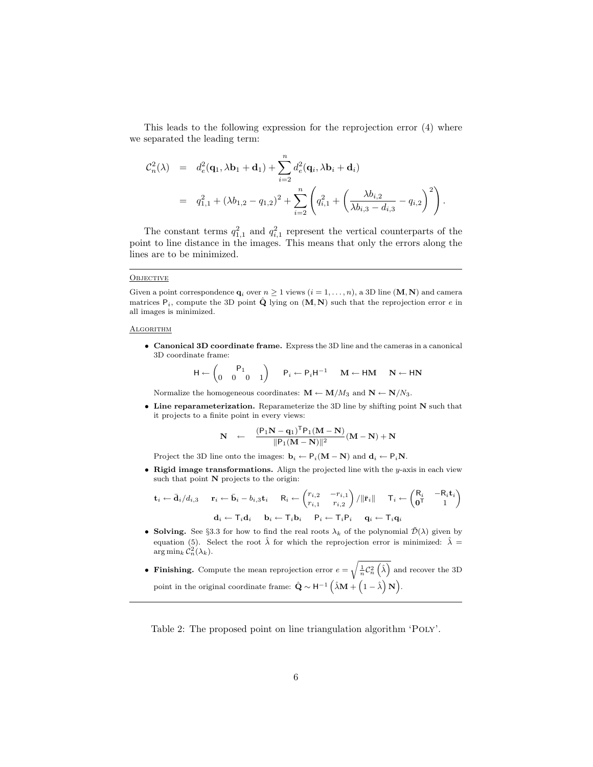This leads to the following expression for the reprojection error (4) where we separated the leading term:

$$
\begin{aligned}
\mathcal{C}_n^2(\lambda) &= d_e^2(\mathbf{q}_1, \lambda\mathbf{b}_1 + \mathbf{d}_1) + \sum_{i=2}^{n} d_e^2(\mathbf{q}_i, \lambda\mathbf{b}_i + \mathbf{d}_i) \\
&= q_{1,1}^2 + (\lambda b_{1,2} - q_{1,2})^2 + \sum_{i=2}^{n} \left( q_{i,1}^2 + \left( \frac{\lambda b_{i,2}}{\lambda b_{i,3} - d_{i,3}} - q_{i,2} \right)^2 \right).
\end{aligned}
$$

The constant terms $q_{1,1}^2$ and $q_{i,1}^2$ represent the vertical counterparts of the point to line distance in the images. This means that only the errors along the lines are to be minimized.

---

Objective

Given a point correspondence $\mathbf{q}_i$ over $n \geq 1$ views ($i = 1, \ldots, n$), a 3D line $(\mathbf{M}, \mathbf{N})$ and camera matrices $\mathsf{P}_i$, compute the 3D point $\hat{\mathbf{Q}}$ lying on $(\mathbf{M}, \mathbf{N})$ such that the reprojection error $e$ in all images is minimized.

Algorithm

- **Canonical 3D coordinate frame.** Express the 3D line and the cameras in a canonical 3D coordinate frame:

$$
\mathsf{H} \leftarrow \begin{pmatrix} & \mathsf{P}_1 & & \\ 0 & 0 & 0 & 1 \end{pmatrix} \qquad \mathsf{P}_i \leftarrow \mathsf{P}_i\mathsf{H}^{-1} \qquad \mathbf{M} \leftarrow \mathsf{H}\mathbf{M} \qquad \mathbf{N} \leftarrow \mathsf{H}\mathbf{N}
$$

  Normalize the homogeneous coordinates: $\mathbf{M} \leftarrow \mathbf{M}/M_3$ and $\mathbf{N} \leftarrow \mathbf{N}/N_3$.

- **Line reparameterization.** Reparameterize the 3D line by shifting point $\mathbf{N}$ such that it projects to a finite point in every views:

$$
\mathbf{N} \quad \leftarrow \quad \frac{(\mathsf{P}_1\mathbf{N} - \mathbf{q}_1)^\mathsf{T}\mathsf{P}_1(\mathbf{M} - \mathbf{N})}{\|\mathsf{P}_1(\mathbf{M} - \mathbf{N})\|^2}(\mathbf{M} - \mathbf{N}) + \mathbf{N}
$$

  Project the 3D line onto the images: $\mathbf{b}_i \leftarrow \mathsf{P}_i(\mathbf{M} - \mathbf{N})$ and $\mathbf{d}_i \leftarrow \mathsf{P}_i\mathbf{N}$.

- **Rigid image transformations.** Align the projected line with the $y$-axis in each view such that point $\mathbf{N}$ projects to the origin:

$$
\mathbf{t}_i \leftarrow \bar{\mathbf{d}}_i/d_{i,3} \qquad \mathbf{r}_i \leftarrow \bar{\mathbf{b}}_i - b_{i,3}\mathbf{t}_i \qquad \mathsf{R}_i \leftarrow \begin{pmatrix} r_{i,2} & -r_{i,1} \\ r_{i,1} & r_{i,2} \end{pmatrix} / \|\bar{\mathbf{r}}_i\| \qquad \mathsf{T}_i \leftarrow \begin{pmatrix} \mathsf{R}_i & -\mathsf{R}_i\mathbf{t}_i \\ \mathbf{0}^\mathsf{T} & 1 \end{pmatrix}
$$

$$
\mathbf{d}_i \leftarrow \mathsf{T}_i\mathbf{d}_i \qquad \mathbf{b}_i \leftarrow \mathsf{T}_i\mathbf{b}_i \qquad \mathsf{P}_i \leftarrow \mathsf{T}_i\mathsf{P}_i \qquad \mathbf{q}_i \leftarrow \mathsf{T}_i\mathbf{q}_i
$$

- **Solving.** See §3.3 for how to find the real roots $\lambda_k$ of the polynomial $\bar{\mathcal{D}}(\lambda)$ given by equation (5). Select the root $\hat{\lambda}$ for which the reprojection error is minimized: $\hat{\lambda} = \arg\min_k \mathcal{C}_n^2(\lambda_k)$.

- **Finishing.** Compute the mean reprojection error $e = \sqrt{\frac{1}{n}\mathcal{C}_n^2\left(\hat{\lambda}\right)}$ and recover the 3D point in the original coordinate frame: $\hat{\mathbf{Q}} \sim \mathsf{H}^{-1}\left(\hat{\lambda}\mathbf{M} + \left(1 - \hat{\lambda}\right)\mathbf{N}\right)$.

---

Table 2: The proposed point on line triangulation algorithm 'Poly'.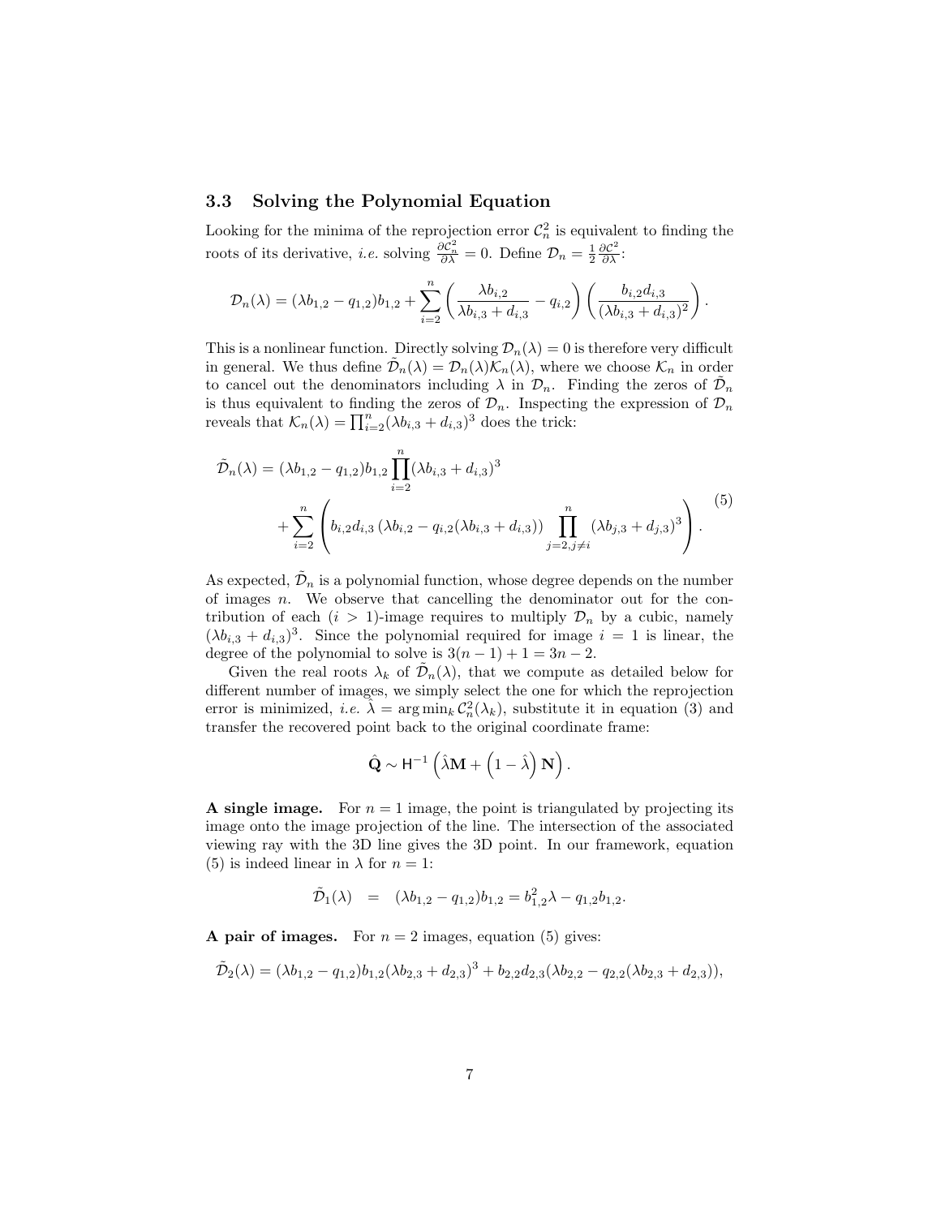### 3.3 Solving the Polynomial Equation

Looking for the minima of the reprojection error $\mathcal{C}_n^2$ is equivalent to finding the roots of its derivative, *i.e.* solving $\frac{\partial \mathcal{C}_n^2}{\partial \lambda} = 0$. Define $\mathcal{D}_n = \frac{1}{2}\frac{\partial \mathcal{C}^2}{\partial \lambda}$:

$$\mathcal{D}_n(\lambda) = (\lambda b_{1,2} - q_{1,2}) b_{1,2} + \sum_{i=2}^{n} \left( \frac{\lambda b_{i,2}}{\lambda b_{i,3} + d_{i,3}} - q_{i,2} \right) \left( \frac{b_{i,2} d_{i,3}}{(\lambda b_{i,3} + d_{i,3})^2} \right).$$

This is a nonlinear function. Directly solving $\mathcal{D}_n(\lambda) = 0$ is therefore very difficult in general. We thus define $\tilde{\mathcal{D}}_n(\lambda) = \mathcal{D}_n(\lambda)\mathcal{K}_n(\lambda)$, where we choose $\mathcal{K}_n$ in order to cancel out the denominators including $\lambda$ in $\mathcal{D}_n$. Finding the zeros of $\tilde{\mathcal{D}}_n$ is thus equivalent to finding the zeros of $\mathcal{D}_n$. Inspecting the expression of $\mathcal{D}_n$ reveals that $\mathcal{K}_n(\lambda) = \prod_{i=2}^{n} (\lambda b_{i,3} + d_{i,3})^3$ does the trick:

$$\begin{aligned} \tilde{\mathcal{D}}_n(\lambda) &= (\lambda b_{1,2} - q_{1,2}) b_{1,2} \prod_{i=2}^{n} (\lambda b_{i,3} + d_{i,3})^3 \\ &\quad + \sum_{i=2}^{n} \left( b_{i,2} d_{i,3} \left( \lambda b_{i,2} - q_{i,2}(\lambda b_{i,3} + d_{i,3}) \right) \prod_{j=2, j \neq i}^{n} (\lambda b_{j,3} + d_{j,3})^3 \right). \end{aligned} \tag{5}$$

As expected, $\tilde{\mathcal{D}}_n$ is a polynomial function, whose degree depends on the number of images $n$. We observe that cancelling the denominator out for the contribution of each $(i > 1)$-image requires to multiply $\mathcal{D}_n$ by a cubic, namely $(\lambda b_{i,3} + d_{i,3})^3$. Since the polynomial required for image $i = 1$ is linear, the degree of the polynomial to solve is $3(n-1) + 1 = 3n - 2$.

Given the real roots $\lambda_k$ of $\tilde{\mathcal{D}}_n(\lambda)$, that we compute as detailed below for different number of images, we simply select the one for which the reprojection error is minimized, *i.e.* $\hat{\lambda} = \arg\min_k \mathcal{C}_n^2(\lambda_k)$, substitute it in equation (3) and transfer the recovered point back to the original coordinate frame:

$$\hat{\mathbf{Q}} \sim \mathsf{H}^{-1} \left( \hat{\lambda} \mathbf{M} + \left( 1 - \hat{\lambda} \right) \mathbf{N} \right).$$

**A single image.** For $n = 1$ image, the point is triangulated by projecting its image onto the image projection of the line. The intersection of the associated viewing ray with the 3D line gives the 3D point. In our framework, equation (5) is indeed linear in $\lambda$ for $n = 1$:

$$\tilde{\mathcal{D}}_1(\lambda) \quad = \quad (\lambda b_{1,2} - q_{1,2}) b_{1,2} = b_{1,2}^2 \lambda - q_{1,2} b_{1,2}.$$

**A pair of images.** For $n = 2$ images, equation (5) gives:

$$\tilde{\mathcal{D}}_2(\lambda) = (\lambda b_{1,2} - q_{1,2}) b_{1,2} (\lambda b_{2,3} + d_{2,3})^3 + b_{2,2} d_{2,3} (\lambda b_{2,2} - q_{2,2}(\lambda b_{2,3} + d_{2,3})),$$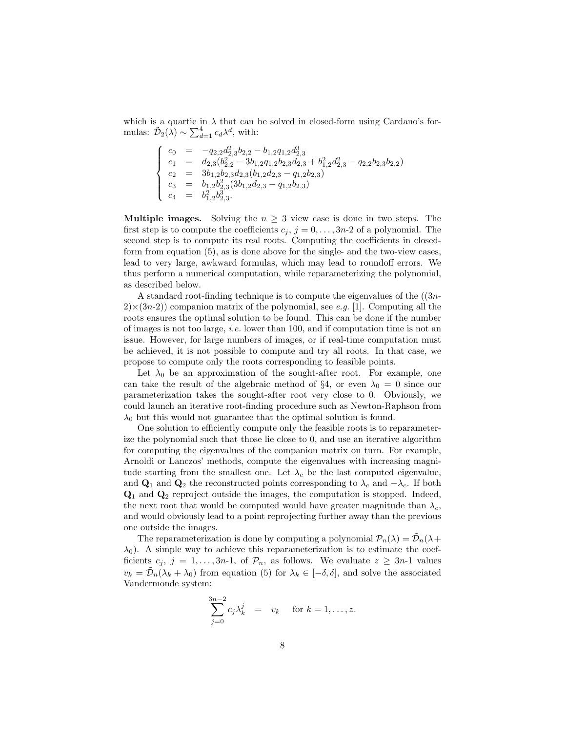which is a quartic in $\lambda$ that can be solved in closed-form using Cardano's formulas: $\tilde{\mathcal{D}}_2(\lambda) \sim \sum_{d=1}^{4} c_d \lambda^d$, with:

$$
\left\{
\begin{array}{lcl}
c_0 & = & -q_{2,2} d_{2,3}^2 b_{2,2} - b_{1,2} q_{1,2} d_{2,3}^3 \\
c_1 & = & d_{2,3}(b_{2,2}^2 - 3 b_{1,2} q_{1,2} b_{2,3} d_{2,3} + b_{1,2}^2 d_{2,3}^2 - q_{2,2} b_{2,3} b_{2,2}) \\
c_2 & = & 3 b_{1,2} b_{2,3} d_{2,3} (b_{1,2} d_{2,3} - q_{1,2} b_{2,3}) \\
c_3 & = & b_{1,2} b_{2,3}^2 (3 b_{1,2} d_{2,3} - q_{1,2} b_{2,3}) \\
c_4 & = & b_{1,2}^2 b_{2,3}^3.
\end{array}
\right.
$$

**Multiple images.** Solving the $n \geq 3$ view case is done in two steps. The first step is to compute the coefficients $c_j$, $j = 0, \ldots, 3n\text{-}2$ of a polynomial. The second step is to compute its real roots. Computing the coefficients in closed-form from equation (5), as is done above for the single- and the two-view cases, lead to very large, awkward formulas, which may lead to roundoff errors. We thus perform a numerical computation, while reparameterizing the polynomial, as described below.

A standard root-finding technique is to compute the eigenvalues of the $((3n\text{-}2)\times(3n\text{-}2))$ companion matrix of the polynomial, see *e.g.* [1]. Computing all the roots ensures the optimal solution to be found. This can be done if the number of images is not too large, *i.e.* lower than 100, and if computation time is not an issue. However, for large numbers of images, or if real-time computation must be achieved, it is not possible to compute and try all roots. In that case, we propose to compute only the roots corresponding to feasible points.

Let $\lambda_0$ be an approximation of the sought-after root. For example, one can take the result of the algebraic method of §4, or even $\lambda_0 = 0$ since our parameterization takes the sought-after root very close to 0. Obviously, we could launch an iterative root-finding procedure such as Newton-Raphson from $\lambda_0$ but this would not guarantee that the optimal solution is found.

One solution to efficiently compute only the feasible roots is to reparameterize the polynomial such that those lie close to 0, and use an iterative algorithm for computing the eigenvalues of the companion matrix on turn. For example, Arnoldi or Lanczos' methods, compute the eigenvalues with increasing magnitude starting from the smallest one. Let $\lambda_c$ be the last computed eigenvalue, and $\mathbf{Q}_1$ and $\mathbf{Q}_2$ the reconstructed points corresponding to $\lambda_c$ and $-\lambda_c$. If both $\mathbf{Q}_1$ and $\mathbf{Q}_2$ reproject outside the images, the computation is stopped. Indeed, the next root that would be computed would have greater magnitude than $\lambda_c$, and would obviously lead to a point reprojecting further away than the previous one outside the images.

The reparameterization is done by computing a polynomial $\mathcal{P}_n(\lambda) = \tilde{\mathcal{D}}_n(\lambda + \lambda_0)$. A simple way to achieve this reparameterization is to estimate the coefficients $c_j$, $j = 1, \ldots, 3n\text{-}1$, of $\mathcal{P}_n$, as follows. We evaluate $z \geq 3n\text{-}1$ values $v_k = \tilde{\mathcal{D}}_n(\lambda_k + \lambda_0)$ from equation (5) for $\lambda_k \in [-\delta, \delta]$, and solve the associated Vandermonde system:

$$
\sum_{j=0}^{3n-2} c_j \lambda_k^j \quad = \quad v_k \qquad \text{for } k = 1, \ldots, z.
$$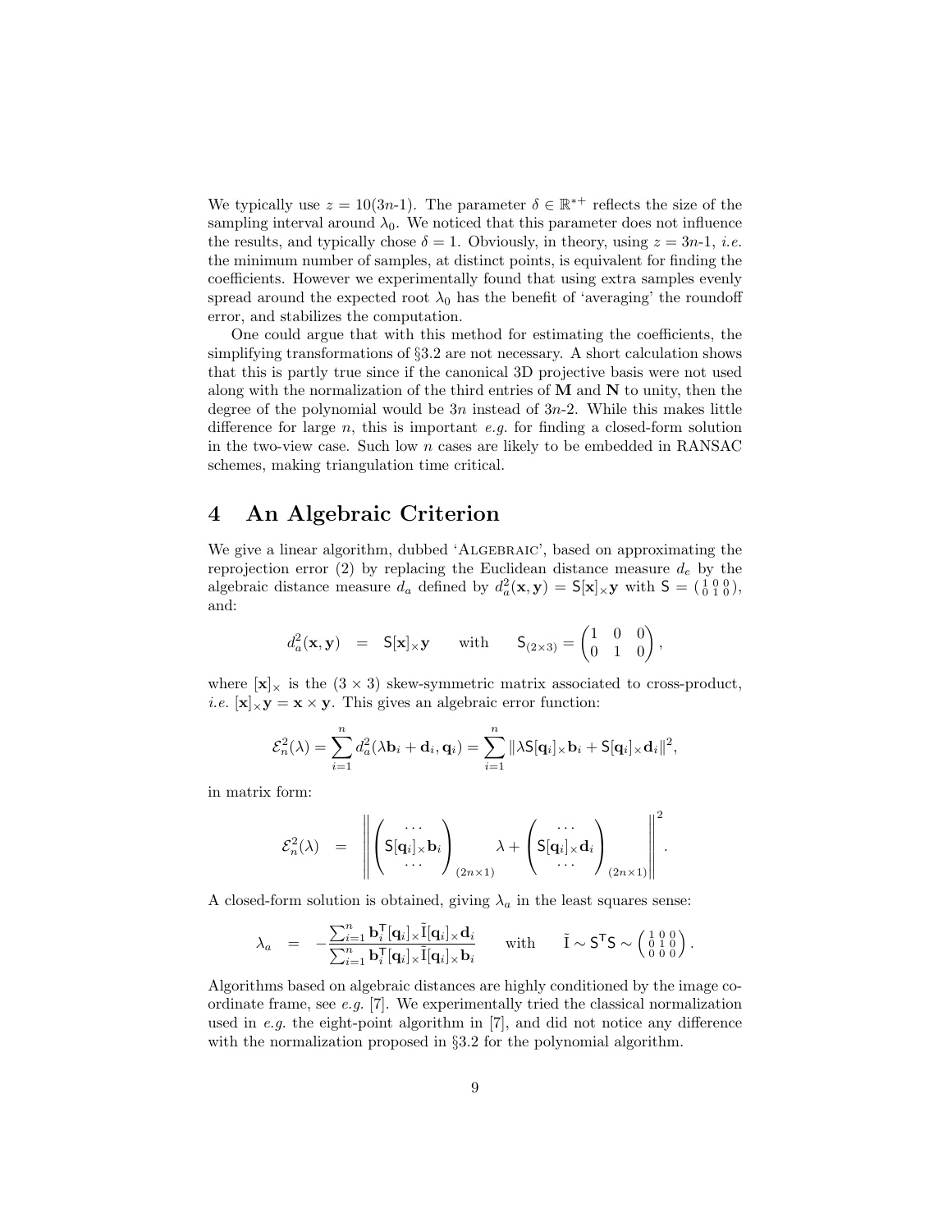We typically use $z = 10(3n\text{-}1)$. The parameter $\delta \in \mathbb{R}^{*+}$ reflects the size of the sampling interval around $\lambda_0$. We noticed that this parameter does not influence the results, and typically chose $\delta = 1$. Obviously, in theory, using $z = 3n\text{-}1$, *i.e.* the minimum number of samples, at distinct points, is equivalent for finding the coefficients. However we experimentally found that using extra samples evenly spread around the expected root $\lambda_0$ has the benefit of 'averaging' the roundoff error, and stabilizes the computation.

One could argue that with this method for estimating the coefficients, the simplifying transformations of §3.2 are not necessary. A short calculation shows that this is partly true since if the canonical 3D projective basis were not used along with the normalization of the third entries of $\mathbf{M}$ and $\mathbf{N}$ to unity, then the degree of the polynomial would be $3n$ instead of $3n$-2. While this makes little difference for large $n$, this is important *e.g.* for finding a closed-form solution in the two-view case. Such low $n$ cases are likely to be embedded in RANSAC schemes, making triangulation time critical.

# 4 An Algebraic Criterion

We give a linear algorithm, dubbed 'Algebraic', based on approximating the reprojection error (2) by replacing the Euclidean distance measure $d_e$ by the algebraic distance measure $d_a$ defined by $d_a^2(\mathbf{x}, \mathbf{y}) = \mathsf{S}[\mathbf{x}]_\times \mathbf{y}$ with $\mathsf{S} = \left(\begin{smallmatrix} 1 & 0 & 0 \\ 0 & 1 & 0 \end{smallmatrix}\right)$, and:

$$d_a^2(\mathbf{x}, \mathbf{y}) \quad = \quad \mathsf{S}[\mathbf{x}]_\times \mathbf{y} \qquad \text{with} \qquad \mathsf{S}_{(2\times 3)} = \begin{pmatrix} 1 & 0 & 0 \\ 0 & 1 & 0 \end{pmatrix},$$

where $[\mathbf{x}]_\times$ is the $(3 \times 3)$ skew-symmetric matrix associated to cross-product, *i.e.* $[\mathbf{x}]_\times \mathbf{y} = \mathbf{x} \times \mathbf{y}$. This gives an algebraic error function:

$$\mathcal{E}_n^2(\lambda) = \sum_{i=1}^{n} d_a^2(\lambda \mathbf{b}_i + \mathbf{d}_i, \mathbf{q}_i) = \sum_{i=1}^{n} \|\lambda \mathsf{S}[\mathbf{q}_i]_\times \mathbf{b}_i + \mathsf{S}[\mathbf{q}_i]_\times \mathbf{d}_i\|^2,$$

in matrix form:

$$\mathcal{E}_n^2(\lambda) \quad = \quad \left\| \begin{pmatrix} \cdots \\ \mathsf{S}[\mathbf{q}_i]_\times \mathbf{b}_i \\ \cdots \end{pmatrix}_{(2n\times 1)} \lambda + \begin{pmatrix} \cdots \\ \mathsf{S}[\mathbf{q}_i]_\times \mathbf{d}_i \\ \cdots \end{pmatrix}_{(2n\times 1)} \right\|^2.$$

A closed-form solution is obtained, giving $\lambda_a$ in the least squares sense:

$$\lambda_a \quad = \quad -\frac{\sum_{i=1}^{n} \mathbf{b}_i^\mathsf{T} [\mathbf{q}_i]_\times \tilde{\mathtt{I}} [\mathbf{q}_i]_\times \mathbf{d}_i}{\sum_{i=1}^{n} \mathbf{b}_i^\mathsf{T} [\mathbf{q}_i]_\times \tilde{\mathtt{I}} [\mathbf{q}_i]_\times \mathbf{b}_i} \qquad \text{with} \qquad \tilde{\mathtt{I}} \sim \mathsf{S}^\mathsf{T}\mathsf{S} \sim \left(\begin{smallmatrix} 1 & 0 & 0 \\ 0 & 1 & 0 \\ 0 & 0 & 0 \end{smallmatrix}\right).$$

Algorithms based on algebraic distances are highly conditioned by the image coordinate frame, see *e.g.* [7]. We experimentally tried the classical normalization used in *e.g.* the eight-point algorithm in [7], and did not notice any difference with the normalization proposed in §3.2 for the polynomial algorithm.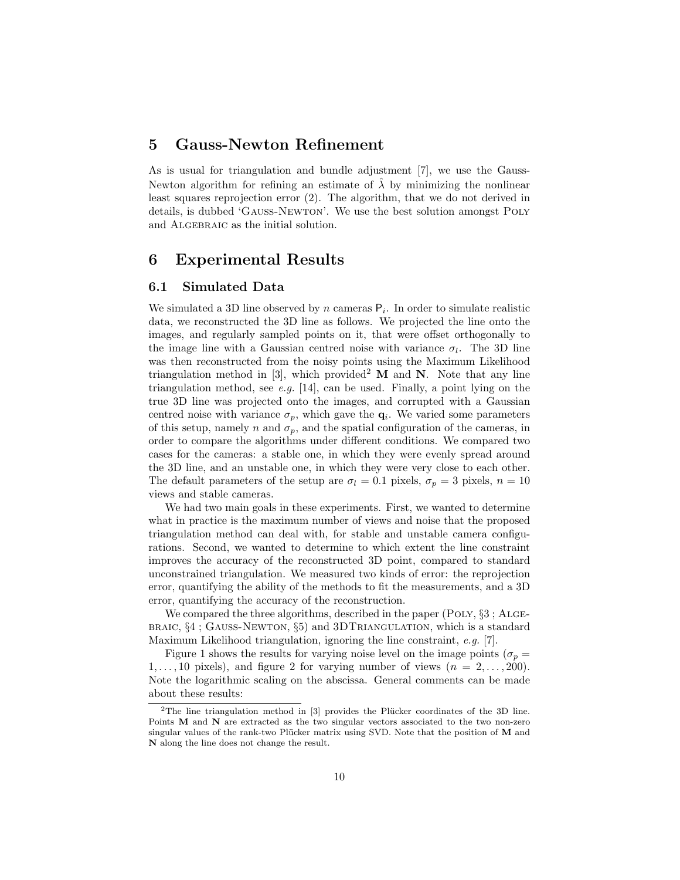## 5 Gauss-Newton Refinement

As is usual for triangulation and bundle adjustment [7], we use the Gauss-Newton algorithm for refining an estimate of $\hat{\lambda}$ by minimizing the nonlinear least squares reprojection error (2). The algorithm, that we do not derived in details, is dubbed 'GAUSS-NEWTON'. We use the best solution amongst POLY and ALGEBRAIC as the initial solution.

## 6 Experimental Results

### 6.1 Simulated Data

We simulated a 3D line observed by $n$ cameras $\mathsf{P}_i$. In order to simulate realistic data, we reconstructed the 3D line as follows. We projected the line onto the images, and regularly sampled points on it, that were offset orthogonally to the image line with a Gaussian centred noise with variance $\sigma_l$. The 3D line was then reconstructed from the noisy points using the Maximum Likelihood triangulation method in [3], which provided[2] $\mathbf{M}$ and $\mathbf{N}$. Note that any line triangulation method, see *e.g.* [14], can be used. Finally, a point lying on the true 3D line was projected onto the images, and corrupted with a Gaussian centred noise with variance $\sigma_p$, which gave the $\mathbf{q}_i$. We varied some parameters of this setup, namely $n$ and $\sigma_p$, and the spatial configuration of the cameras, in order to compare the algorithms under different conditions. We compared two cases for the cameras: a stable one, in which they were evenly spread around the 3D line, and an unstable one, in which they were very close to each other. The default parameters of the setup are $\sigma_l = 0.1$ pixels, $\sigma_p = 3$ pixels, $n = 10$ views and stable cameras.

We had two main goals in these experiments. First, we wanted to determine what in practice is the maximum number of views and noise that the proposed triangulation method can deal with, for stable and unstable camera configurations. Second, we wanted to determine to which extent the line constraint improves the accuracy of the reconstructed 3D point, compared to standard unconstrained triangulation. We measured two kinds of error: the reprojection error, quantifying the ability of the methods to fit the measurements, and a 3D error, quantifying the accuracy of the reconstruction.

We compared the three algorithms, described in the paper (POLY, §3 ; ALGEBRAIC, §4 ; GAUSS-NEWTON, §5) and 3DTRIANGULATION, which is a standard Maximum Likelihood triangulation, ignoring the line constraint, *e.g.* [7].

Figure 1 shows the results for varying noise level on the image points ($\sigma_p = 1, \ldots, 10$ pixels), and figure 2 for varying number of views ($n = 2, \ldots, 200$). Note the logarithmic scaling on the abscissa. General comments can be made about these results:

[2] The line triangulation method in [3] provides the Plücker coordinates of the 3D line. Points $\mathbf{M}$ and $\mathbf{N}$ are extracted as the two singular vectors associated to the two non-zero singular values of the rank-two Plücker matrix using SVD. Note that the position of $\mathbf{M}$ and $\mathbf{N}$ along the line does not change the result.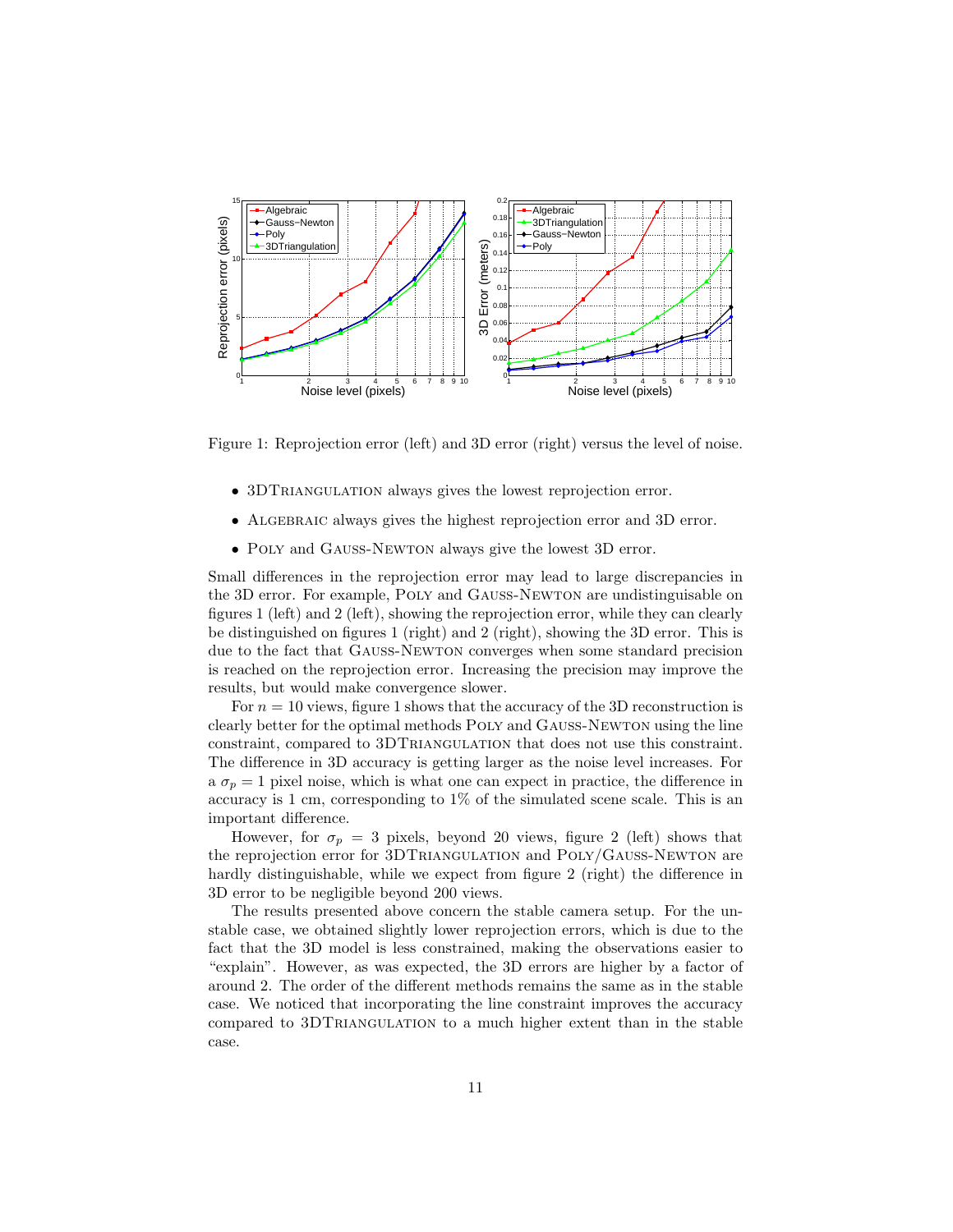Algebraic
Gauss−Newton
Poly
3DTriangulation

Reprojection error (pixels)

15
10
5
0

1 2 3 4 5 6 7 8 9 10

Noise level (pixels)

Algebraic
3DTriangulation
Gauss−Newton
Poly

3D Error (meters)

0.2
0.18
0.16
0.14
0.12
0.1
0.08
0.06
0.04
0.02
0

1 2 3 4 5 6 7 8 9 10

Noise level (pixels)

Figure 1: Reprojection error (left) and 3D error (right) versus the level of noise.

- 3DTriangulation always gives the lowest reprojection error.
- Algebraic always gives the highest reprojection error and 3D error.
- Poly and Gauss-Newton always give the lowest 3D error.

Small differences in the reprojection error may lead to large discrepancies in the 3D error. For example, Poly and Gauss-Newton are undistinguisable on figures 1 (left) and 2 (left), showing the reprojection error, while they can clearly be distinguished on figures 1 (right) and 2 (right), showing the 3D error. This is due to the fact that Gauss-Newton converges when some standard precision is reached on the reprojection error. Increasing the precision may improve the results, but would make convergence slower.

For $n = 10$ views, figure 1 shows that the accuracy of the 3D reconstruction is clearly better for the optimal methods Poly and Gauss-Newton using the line constraint, compared to 3DTriangulation that does not use this constraint. The difference in 3D accuracy is getting larger as the noise level increases. For a $\sigma_p = 1$ pixel noise, which is what one can expect in practice, the difference in accuracy is 1 cm, corresponding to 1% of the simulated scene scale. This is an important difference.

However, for $\sigma_p = 3$ pixels, beyond 20 views, figure 2 (left) shows that the reprojection error for 3DTriangulation and Poly/Gauss-Newton are hardly distinguishable, while we expect from figure 2 (right) the difference in 3D error to be negligible beyond 200 views.

The results presented above concern the stable camera setup. For the unstable case, we obtained slightly lower reprojection errors, which is due to the fact that the 3D model is less constrained, making the observations easier to "explain". However, as was expected, the 3D errors are higher by a factor of around 2. The order of the different methods remains the same as in the stable case. We noticed that incorporating the line constraint improves the accuracy compared to 3DTriangulation to a much higher extent than in the stable case.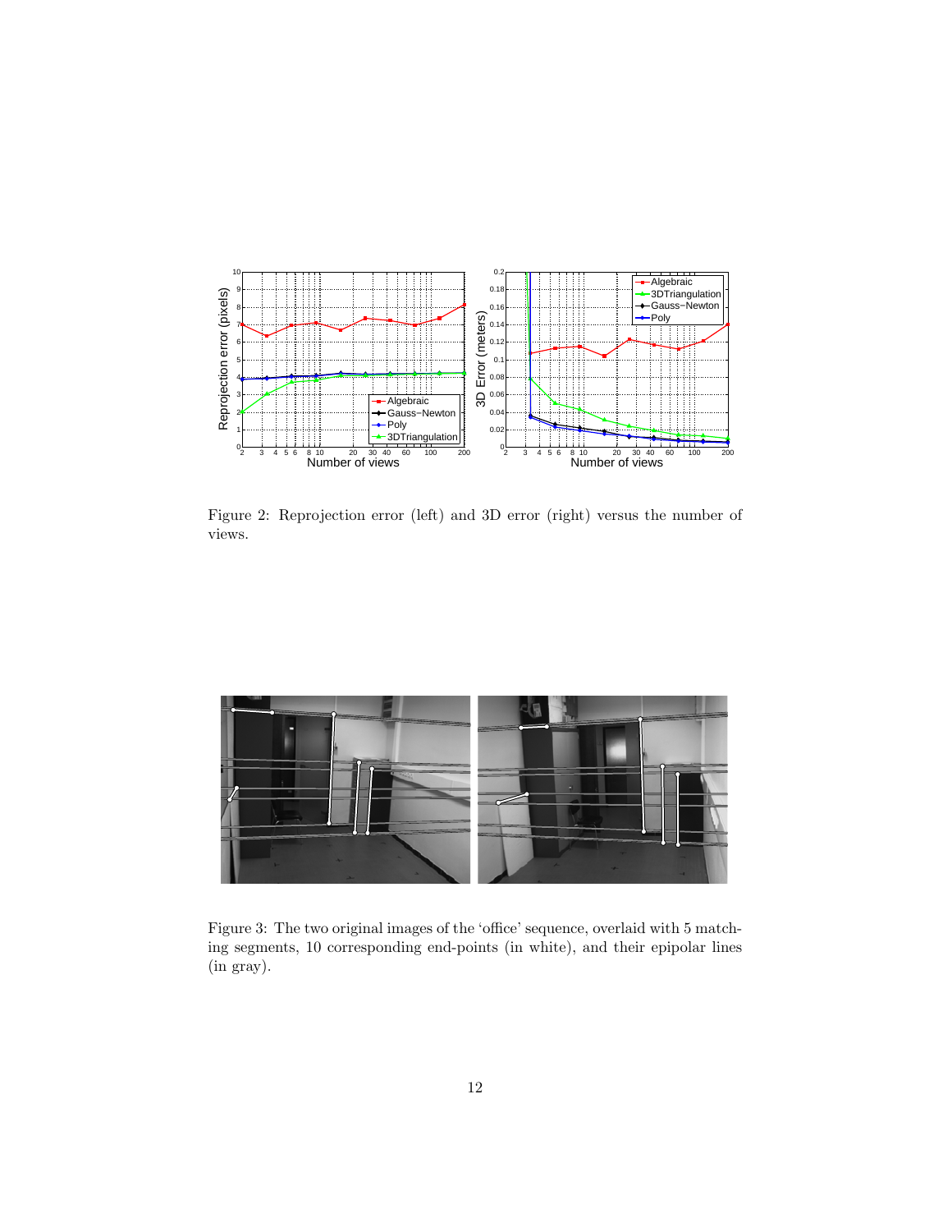Reprojection error (pixels)

10
9
8
7
6
5
4
3
2
1
0

2 3 4 5 6 8 10 20 30 40 60 100 200

Number of views

Algebraic
Gauss−Newton
Poly
3DTriangulation

3D Error (meters)

0.2
0.18
0.16
0.14
0.12
0.1
0.08
0.06
0.04
0.02
0

2 3 4 5 6 8 10 20 30 40 60 100 200

Number of views

Algebraic
3DTriangulation
Gauss−Newton
Poly

Figure 2: Reprojection error (left) and 3D error (right) versus the number of views.

Figure 3: The two original images of the 'office' sequence, overlaid with 5 matching segments, 10 corresponding end-points (in white), and their epipolar lines (in gray).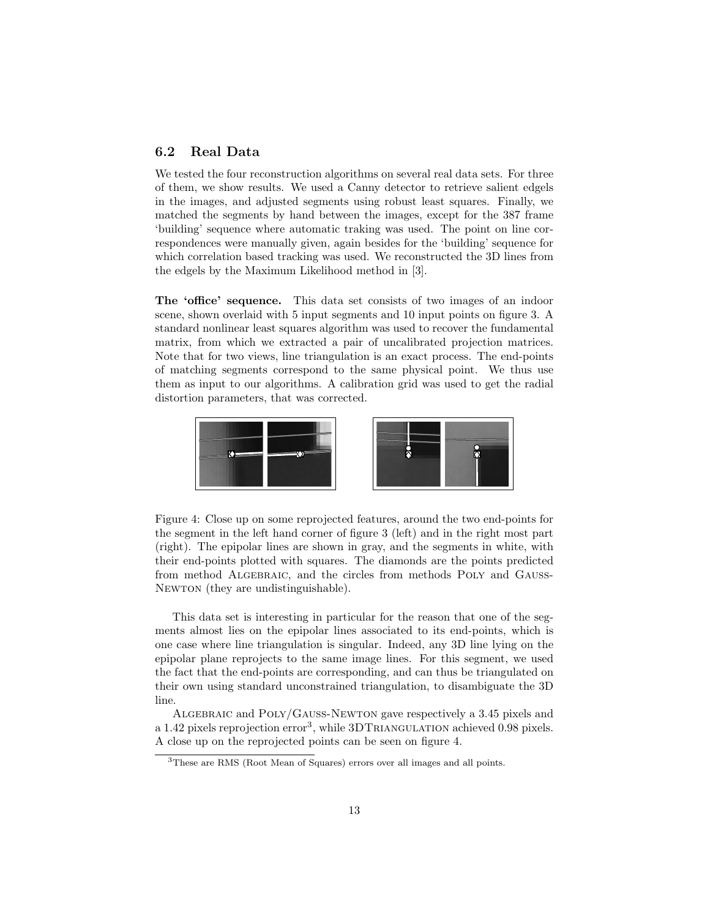## 6.2 Real Data

We tested the four reconstruction algorithms on several real data sets. For three of them, we show results. We used a Canny detector to retrieve salient edgels in the images, and adjusted segments using robust least squares. Finally, we matched the segments by hand between the images, except for the 387 frame 'building' sequence where automatic traking was used. The point on line correspondences were manually given, again besides for the 'building' sequence for which correlation based tracking was used. We reconstructed the 3D lines from the edgels by the Maximum Likelihood method in [3].

**The 'office' sequence.** This data set consists of two images of an indoor scene, shown overlaid with 5 input segments and 10 input points on figure 3. A standard nonlinear least squares algorithm was used to recover the fundamental matrix, from which we extracted a pair of uncalibrated projection matrices. Note that for two views, line triangulation is an exact process. The end-points of matching segments correspond to the same physical point. We thus use them as input to our algorithms. A calibration grid was used to get the radial distortion parameters, that was corrected.

Figure 4: Close up on some reprojected features, around the two end-points for the segment in the left hand corner of figure 3 (left) and in the right most part (right). The epipolar lines are shown in gray, and the segments in white, with their end-points plotted with squares. The diamonds are the points predicted from method ALGEBRAIC, and the circles from methods POLY and GAUSS-NEWTON (they are undistinguishable).

This data set is interesting in particular for the reason that one of the segments almost lies on the epipolar lines associated to its end-points, which is one case where line triangulation is singular. Indeed, any 3D line lying on the epipolar plane reprojects to the same image lines. For this segment, we used the fact that the end-points are corresponding, and can thus be triangulated on their own using standard unconstrained triangulation, to disambiguate the 3D line.

ALGEBRAIC and POLY/GAUSS-NEWTON gave respectively a 3.45 pixels and a 1.42 pixels reprojection error[3], while 3DTRIANGULATION achieved 0.98 pixels. A close up on the reprojected points can be seen on figure 4.

[3]These are RMS (Root Mean of Squares) errors over all images and all points.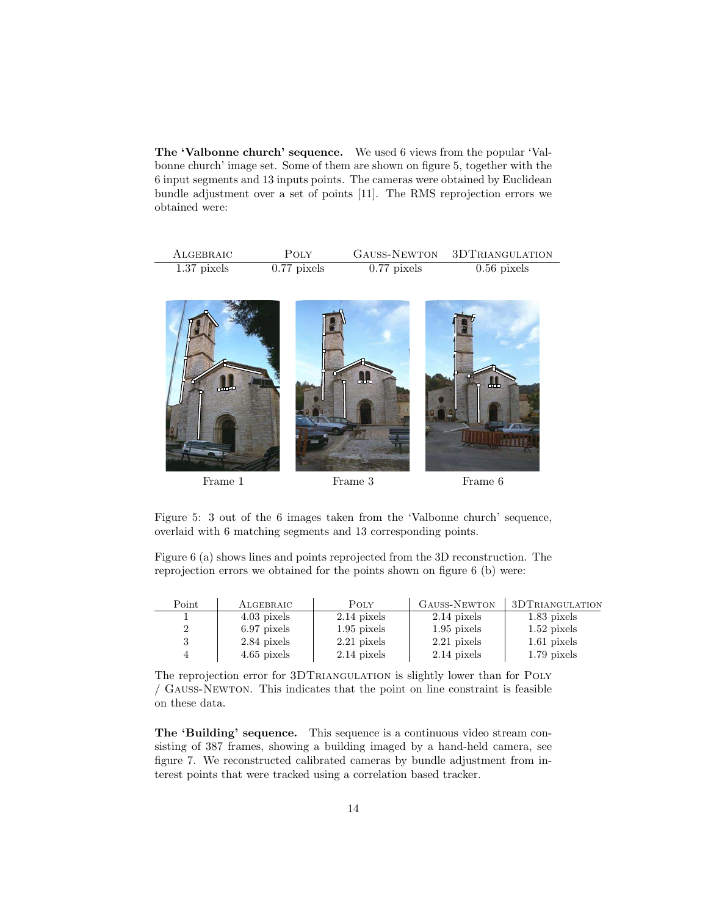**The 'Valbonne church' sequence.** We used 6 views from the popular 'Valbonne church' image set. Some of them are shown on figure 5, together with the 6 input segments and 13 inputs points. The cameras were obtained by Euclidean bundle adjustment over a set of points [11]. The RMS reprojection errors we obtained were:

| Algebraic | Poly | Gauss-Newton | 3DTriangulation |
|---|---|---|---|
| 1.37 pixels | 0.77 pixels | 0.77 pixels | 0.56 pixels |

Frame 1 Frame 3 Frame 6

Figure 5: 3 out of the 6 images taken from the 'Valbonne church' sequence, overlaid with 6 matching segments and 13 corresponding points.

Figure 6 (a) shows lines and points reprojected from the 3D reconstruction. The reprojection errors we obtained for the points shown on figure 6 (b) were:

| Point | Algebraic | Poly | Gauss-Newton | 3DTriangulation |
|---|---|---|---|---|
| 1 | 4.03 pixels | 2.14 pixels | 2.14 pixels | 1.83 pixels |
| 2 | 6.97 pixels | 1.95 pixels | 1.95 pixels | 1.52 pixels |
| 3 | 2.84 pixels | 2.21 pixels | 2.21 pixels | 1.61 pixels |
| 4 | 4.65 pixels | 2.14 pixels | 2.14 pixels | 1.79 pixels |

The reprojection error for 3DTriangulation is slightly lower than for Poly / Gauss-Newton. This indicates that the point on line constraint is feasible on these data.

**The 'Building' sequence.** This sequence is a continuous video stream consisting of 387 frames, showing a building imaged by a hand-held camera, see figure 7. We reconstructed calibrated cameras by bundle adjustment from interest points that were tracked using a correlation based tracker.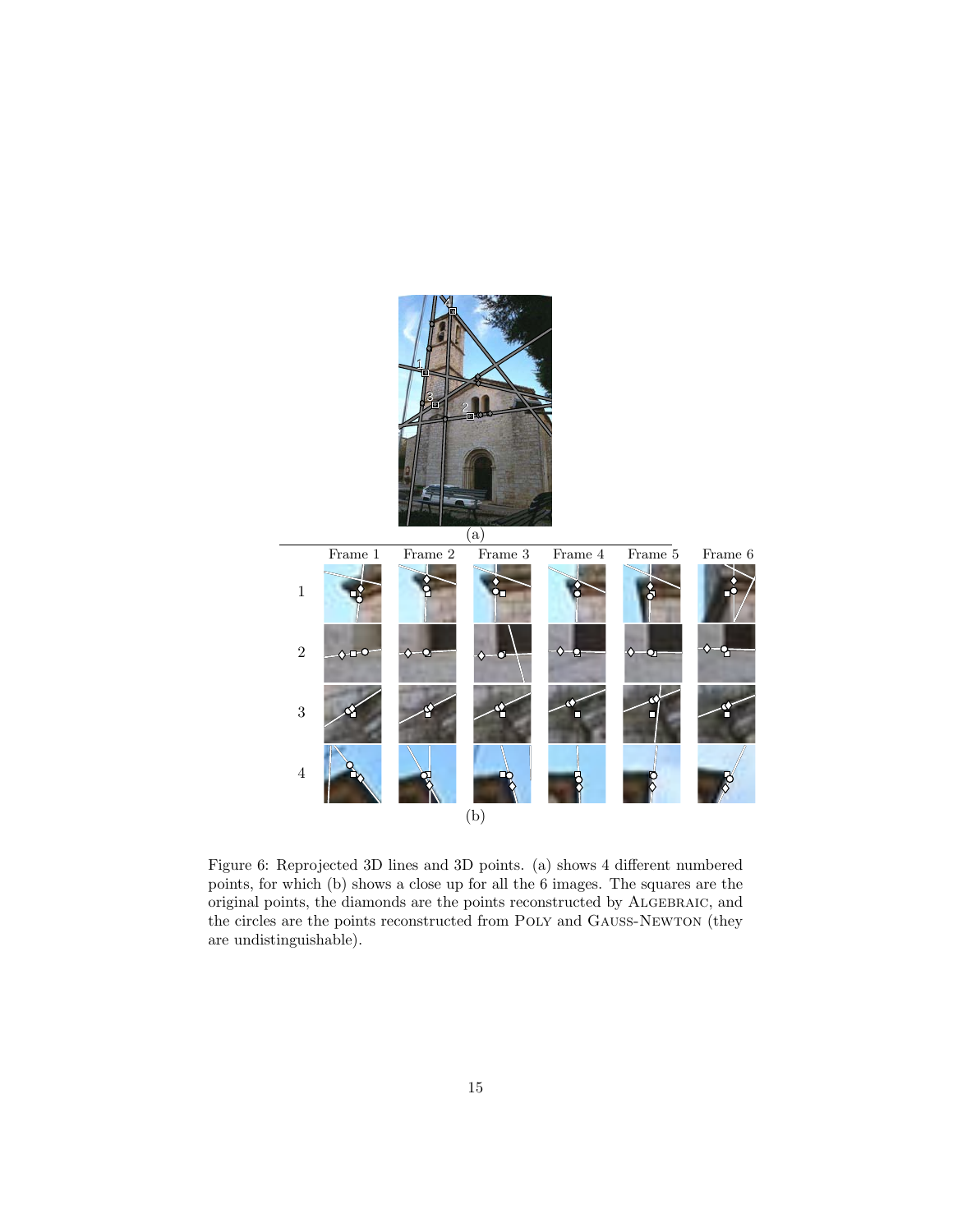(a)

Frame 1 Frame 2 Frame 3 Frame 4 Frame 5 Frame 6

1

2

3

4

(b)

Figure 6: Reprojected 3D lines and 3D points. (a) shows 4 different numbered points, for which (b) shows a close up for all the 6 images. The squares are the original points, the diamonds are the points reconstructed by ALGEBRAIC, and the circles are the points reconstructed from POLY and GAUSS-NEWTON (they are undistinguishable).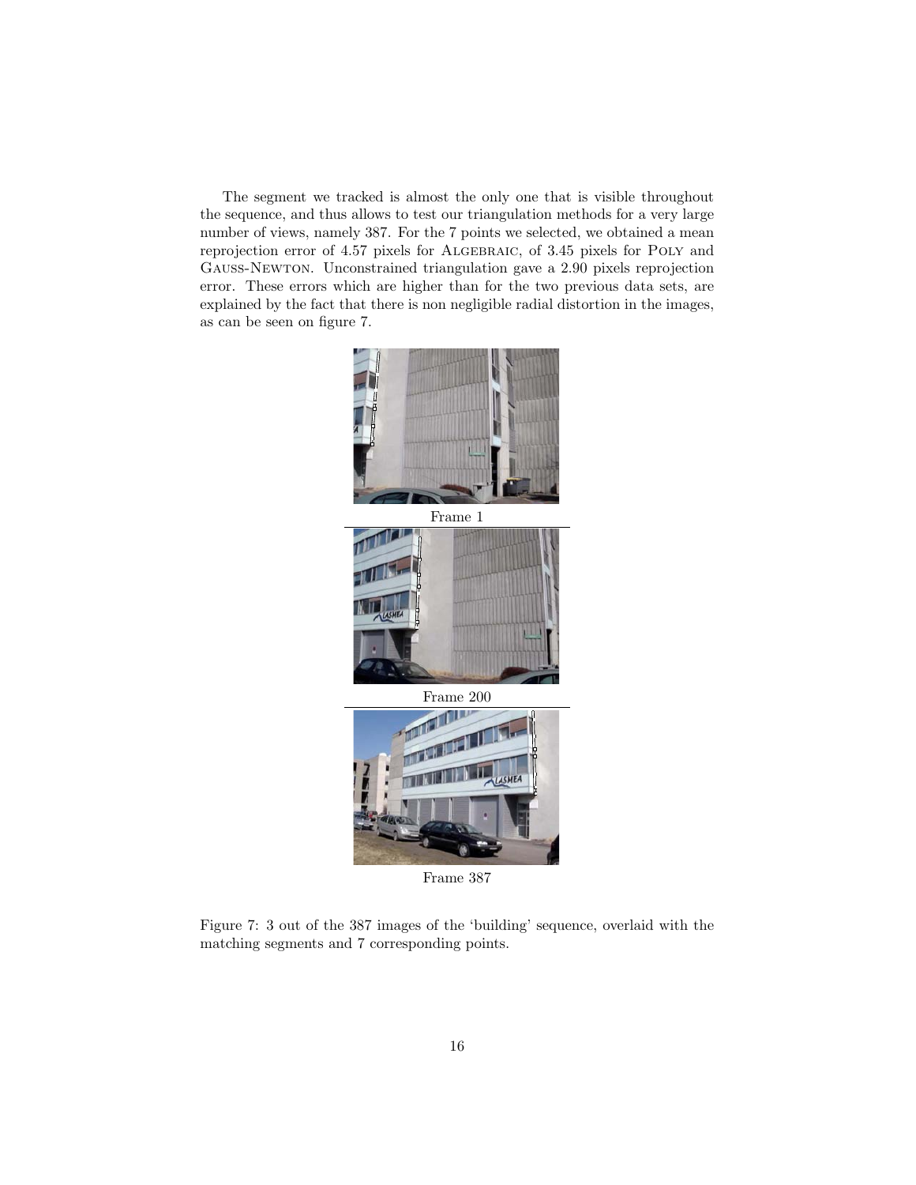The segment we tracked is almost the only one that is visible throughout the sequence, and thus allows to test our triangulation methods for a very large number of views, namely 387. For the 7 points we selected, we obtained a mean reprojection error of 4.57 pixels for ALGEBRAIC, of 3.45 pixels for POLY and GAUSS-NEWTON. Unconstrained triangulation gave a 2.90 pixels reprojection error. These errors which are higher than for the two previous data sets, are explained by the fact that there is non negligible radial distortion in the images, as can be seen on figure 7.

Frame 1

Frame 200

Frame 387

Figure 7: 3 out of the 387 images of the 'building' sequence, overlaid with the matching segments and 7 corresponding points.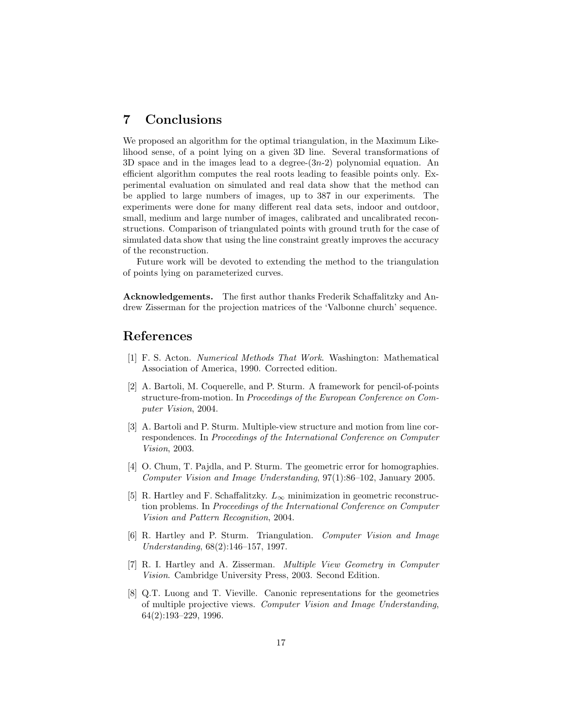## 7 Conclusions

We proposed an algorithm for the optimal triangulation, in the Maximum Likelihood sense, of a point lying on a given 3D line. Several transformations of 3D space and in the images lead to a degree-($3n$-2) polynomial equation. An efficient algorithm computes the real roots leading to feasible points only. Experimental evaluation on simulated and real data show that the method can be applied to large numbers of images, up to 387 in our experiments. The experiments were done for many different real data sets, indoor and outdoor, small, medium and large number of images, calibrated and uncalibrated reconstructions. Comparison of triangulated points with ground truth for the case of simulated data show that using the line constraint greatly improves the accuracy of the reconstruction.

Future work will be devoted to extending the method to the triangulation of points lying on parameterized curves.

**Acknowledgements.** The first author thanks Frederik Schaffalitzky and Andrew Zisserman for the projection matrices of the 'Valbonne church' sequence.

## References

[1] F. S. Acton. *Numerical Methods That Work*. Washington: Mathematical Association of America, 1990. Corrected edition.

[2] A. Bartoli, M. Coquerelle, and P. Sturm. A framework for pencil-of-points structure-from-motion. In *Proceedings of the European Conference on Computer Vision*, 2004.

[3] A. Bartoli and P. Sturm. Multiple-view structure and motion from line correspondences. In *Proceedings of the International Conference on Computer Vision*, 2003.

[4] O. Chum, T. Pajdla, and P. Sturm. The geometric error for homographies. *Computer Vision and Image Understanding*, 97(1):86–102, January 2005.

[5] R. Hartley and F. Schaffalitzky. $L_\infty$ minimization in geometric reconstruction problems. In *Proceedings of the International Conference on Computer Vision and Pattern Recognition*, 2004.

[6] R. Hartley and P. Sturm. Triangulation. *Computer Vision and Image Understanding*, 68(2):146–157, 1997.

[7] R. I. Hartley and A. Zisserman. *Multiple View Geometry in Computer Vision*. Cambridge University Press, 2003. Second Edition.

[8] Q.T. Luong and T. Vieville. Canonic representations for the geometries of multiple projective views. *Computer Vision and Image Understanding*, 64(2):193–229, 1996.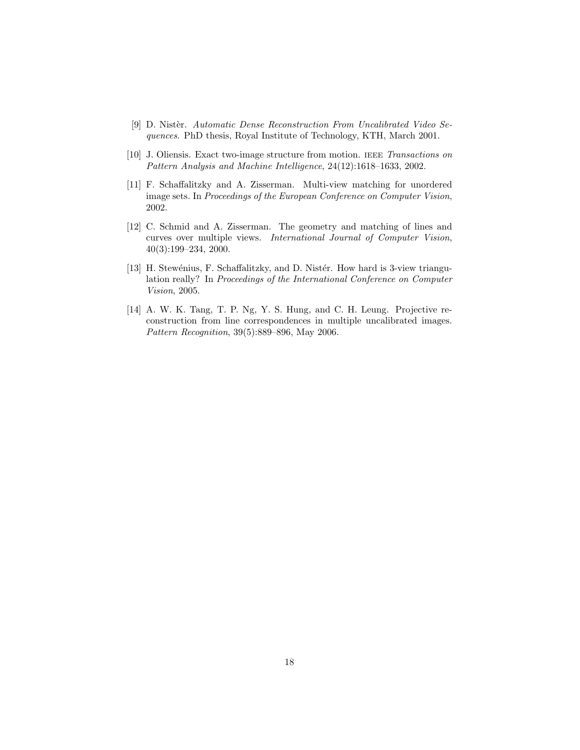[9] D. Nistèr. *Automatic Dense Reconstruction From Uncalibrated Video Sequences*. PhD thesis, Royal Institute of Technology, KTH, March 2001.

[10] J. Oliensis. Exact two-image structure from motion. IEEE *Transactions on Pattern Analysis and Machine Intelligence*, 24(12):1618–1633, 2002.

[11] F. Schaffalitzky and A. Zisserman. Multi-view matching for unordered image sets. In *Proceedings of the European Conference on Computer Vision*, 2002.

[12] C. Schmid and A. Zisserman. The geometry and matching of lines and curves over multiple views. *International Journal of Computer Vision*, 40(3):199–234, 2000.

[13] H. Stewénius, F. Schaffalitzky, and D. Nistér. How hard is 3-view triangulation really? In *Proceedings of the International Conference on Computer Vision*, 2005.

[14] A. W. K. Tang, T. P. Ng, Y. S. Hung, and C. H. Leung. Projective reconstruction from line correspondences in multiple uncalibrated images. *Pattern Recognition*, 39(5):889–896, May 2006.